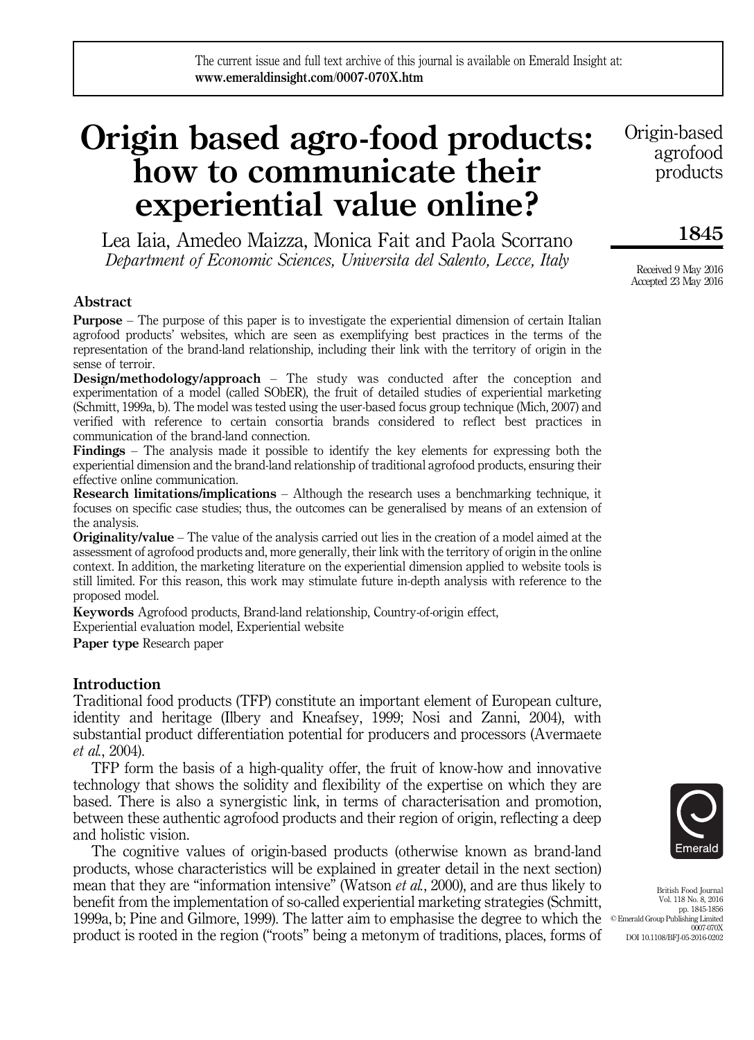The current issue and full text archive of this journal is available on Emerald Insight at: www.emeraldinsight.com/0007-070X.htm

# Origin based agro-food products: how to communicate their experiential value online?

Lea Iaia, Amedeo Maizza, Monica Fait and Paola Scorrano
*Department of Economic Sciences, Universita del Salento, Lecce, Italy*

Received 9 May 2016
Accepted 23 May 2016

## Abstract

**Purpose** – The purpose of this paper is to investigate the experiential dimension of certain Italian agrofood products' websites, which are seen as exemplifying best practices in the terms of the representation of the brand-land relationship, including their link with the territory of origin in the sense of terroir.

**Design/methodology/approach** – The study was conducted after the conception and experimentation of a model (called SObER), the fruit of detailed studies of experiential marketing (Schmitt, 1999a, b). The model was tested using the user-based focus group technique (Mich, 2007) and verified with reference to certain consortia brands considered to reflect best practices in communication of the brand-land connection.

**Findings** – The analysis made it possible to identify the key elements for expressing both the experiential dimension and the brand-land relationship of traditional agrofood products, ensuring their effective online communication.

**Research limitations/implications** – Although the research uses a benchmarking technique, it focuses on specific case studies; thus, the outcomes can be generalised by means of an extension of the analysis.

**Originality/value** – The value of the analysis carried out lies in the creation of a model aimed at the assessment of agrofood products and, more generally, their link with the territory of origin in the online context. In addition, the marketing literature on the experiential dimension applied to website tools is still limited. For this reason, this work may stimulate future in-depth analysis with reference to the proposed model.

**Keywords** Agrofood products, Brand-land relationship, Country-of-origin effect, Experiential evaluation model, Experiential website

**Paper type** Research paper

## Introduction

Traditional food products (TFP) constitute an important element of European culture, identity and heritage (Ilbery and Kneafsey, 1999; Nosi and Zanni, 2004), with substantial product differentiation potential for producers and processors (Avermaete *et al.*, 2004).

TFP form the basis of a high-quality offer, the fruit of know-how and innovative technology that shows the solidity and flexibility of the expertise on which they are based. There is also a synergistic link, in terms of characterisation and promotion, between these authentic agrofood products and their region of origin, reflecting a deep and holistic vision.

The cognitive values of origin-based products (otherwise known as brand-land products, whose characteristics will be explained in greater detail in the next section) mean that they are "information intensive" (Watson *et al.*, 2000), and are thus likely to benefit from the implementation of so-called experiential marketing strategies (Schmitt, 1999a, b; Pine and Gilmore, 1999). The latter aim to emphasise the degree to which the product is rooted in the region ("roots" being a metonym of traditions, places, forms of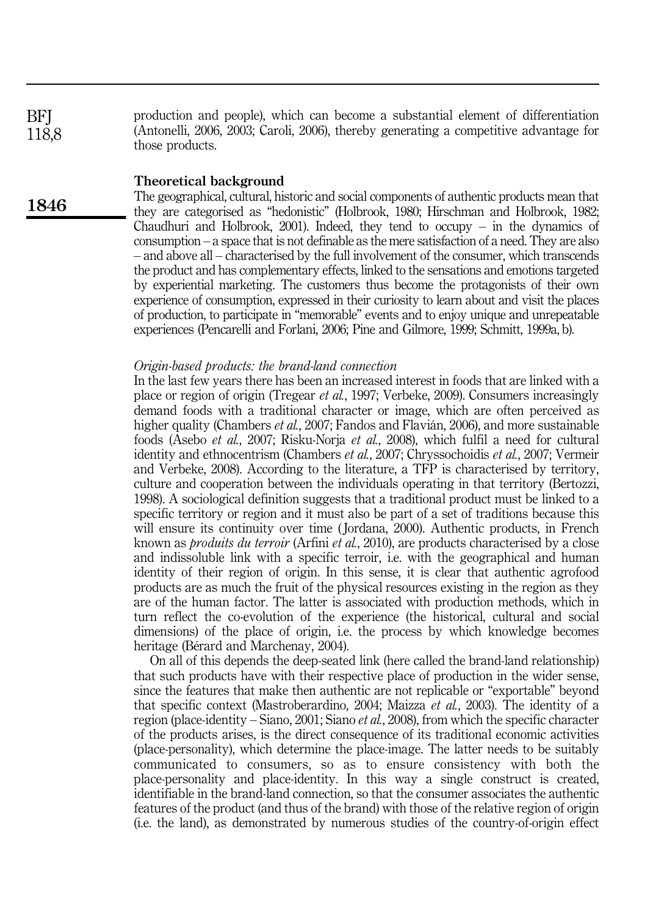production and people), which can become a substantial element of differentiation (Antonelli, 2006, 2003; Caroli, 2006), thereby generating a competitive advantage for those products.

## Theoretical background

The geographical, cultural, historic and social components of authentic products mean that they are categorised as "hedonistic" (Holbrook, 1980; Hirschman and Holbrook, 1982; Chaudhuri and Holbrook, 2001). Indeed, they tend to occupy – in the dynamics of consumption – a space that is not definable as the mere satisfaction of a need. They are also – and above all – characterised by the full involvement of the consumer, which transcends the product and has complementary effects, linked to the sensations and emotions targeted by experiential marketing. The customers thus become the protagonists of their own experience of consumption, expressed in their curiosity to learn about and visit the places of production, to participate in "memorable" events and to enjoy unique and unrepeatable experiences (Pencarelli and Forlani, 2006; Pine and Gilmore, 1999; Schmitt, 1999a, b).

### *Origin-based products: the brand-land connection*

In the last few years there has been an increased interest in foods that are linked with a place or region of origin (Tregear *et al.*, 1997; Verbeke, 2009). Consumers increasingly demand foods with a traditional character or image, which are often perceived as higher quality (Chambers *et al.*, 2007; Fandos and Flavián, 2006), and more sustainable foods (Asebo *et al.*, 2007; Risku-Norja *et al.*, 2008), which fulfil a need for cultural identity and ethnocentrism (Chambers *et al.*, 2007; Chryssochoidis *et al.*, 2007; Vermeir and Verbeke, 2008). According to the literature, a TFP is characterised by territory, culture and cooperation between the individuals operating in that territory (Bertozzi, 1998). A sociological definition suggests that a traditional product must be linked to a specific territory or region and it must also be part of a set of traditions because this will ensure its continuity over time (Jordana, 2000). Authentic products, in French known as *produits du terroir* (Arfini *et al.*, 2010), are products characterised by a close and indissoluble link with a specific terroir, i.e. with the geographical and human identity of their region of origin. In this sense, it is clear that authentic agrofood products are as much the fruit of the physical resources existing in the region as they are of the human factor. The latter is associated with production methods, which in turn reflect the co-evolution of the experience (the historical, cultural and social dimensions) of the place of origin, i.e. the process by which knowledge becomes heritage (Bérard and Marchenay, 2004).

On all of this depends the deep-seated link (here called the brand-land relationship) that such products have with their respective place of production in the wider sense, since the features that make then authentic are not replicable or "exportable" beyond that specific context (Mastroberardino, 2004; Maizza *et al.*, 2003). The identity of a region (place-identity – Siano, 2001; Siano *et al.*, 2008), from which the specific character of the products arises, is the direct consequence of its traditional economic activities (place-personality), which determine the place-image. The latter needs to be suitably communicated to consumers, so as to ensure consistency with both the place-personality and place-identity. In this way a single construct is created, identifiable in the brand-land connection, so that the consumer associates the authentic features of the product (and thus of the brand) with those of the relative region of origin (i.e. the land), as demonstrated by numerous studies of the country-of-origin effect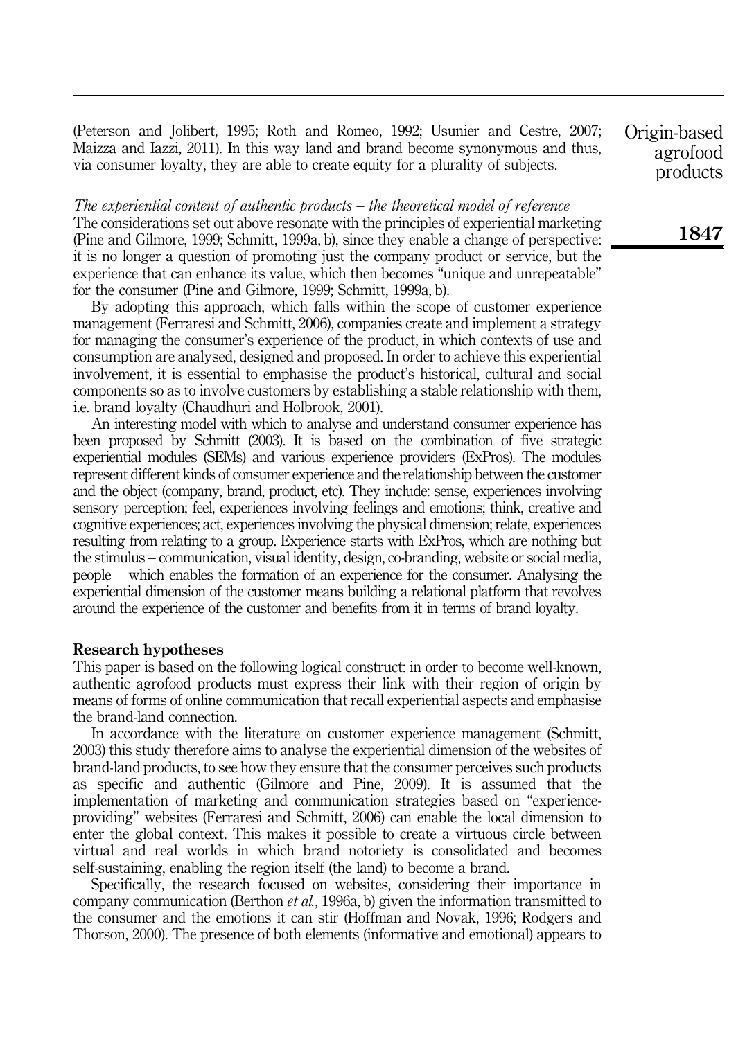(Peterson and Jolibert, 1995; Roth and Romeo, 1992; Usunier and Cestre, 2007; Maizza and Iazzi, 2011). In this way land and brand become synonymous and thus, via consumer loyalty, they are able to create equity for a plurality of subjects.

*The experiential content of authentic products – the theoretical model of reference*

The considerations set out above resonate with the principles of experiential marketing (Pine and Gilmore, 1999; Schmitt, 1999a, b), since they enable a change of perspective: it is no longer a question of promoting just the company product or service, but the experience that can enhance its value, which then becomes "unique and unrepeatable" for the consumer (Pine and Gilmore, 1999; Schmitt, 1999a, b).

By adopting this approach, which falls within the scope of customer experience management (Ferraresi and Schmitt, 2006), companies create and implement a strategy for managing the consumer's experience of the product, in which contexts of use and consumption are analysed, designed and proposed. In order to achieve this experiential involvement, it is essential to emphasise the product's historical, cultural and social components so as to involve customers by establishing a stable relationship with them, i.e. brand loyalty (Chaudhuri and Holbrook, 2001).

An interesting model with which to analyse and understand consumer experience has been proposed by Schmitt (2003). It is based on the combination of five strategic experiential modules (SEMs) and various experience providers (ExPros). The modules represent different kinds of consumer experience and the relationship between the customer and the object (company, brand, product, etc). They include: sense, experiences involving sensory perception; feel, experiences involving feelings and emotions; think, creative and cognitive experiences; act, experiences involving the physical dimension; relate, experiences resulting from relating to a group. Experience starts with ExPros, which are nothing but the stimulus – communication, visual identity, design, co-branding, website or social media, people – which enables the formation of an experience for the consumer. Analysing the experiential dimension of the customer means building a relational platform that revolves around the experience of the customer and benefits from it in terms of brand loyalty.

## Research hypotheses

This paper is based on the following logical construct: in order to become well-known, authentic agrofood products must express their link with their region of origin by means of forms of online communication that recall experiential aspects and emphasise the brand-land connection.

In accordance with the literature on customer experience management (Schmitt, 2003) this study therefore aims to analyse the experiential dimension of the websites of brand-land products, to see how they ensure that the consumer perceives such products as specific and authentic (Gilmore and Pine, 2009). It is assumed that the implementation of marketing and communication strategies based on "experience-providing" websites (Ferraresi and Schmitt, 2006) can enable the local dimension to enter the global context. This makes it possible to create a virtuous circle between virtual and real worlds in which brand notoriety is consolidated and becomes self-sustaining, enabling the region itself (the land) to become a brand.

Specifically, the research focused on websites, considering their importance in company communication (Berthon *et al.*, 1996a, b) given the information transmitted to the consumer and the emotions it can stir (Hoffman and Novak, 1996; Rodgers and Thorson, 2000). The presence of both elements (informative and emotional) appears to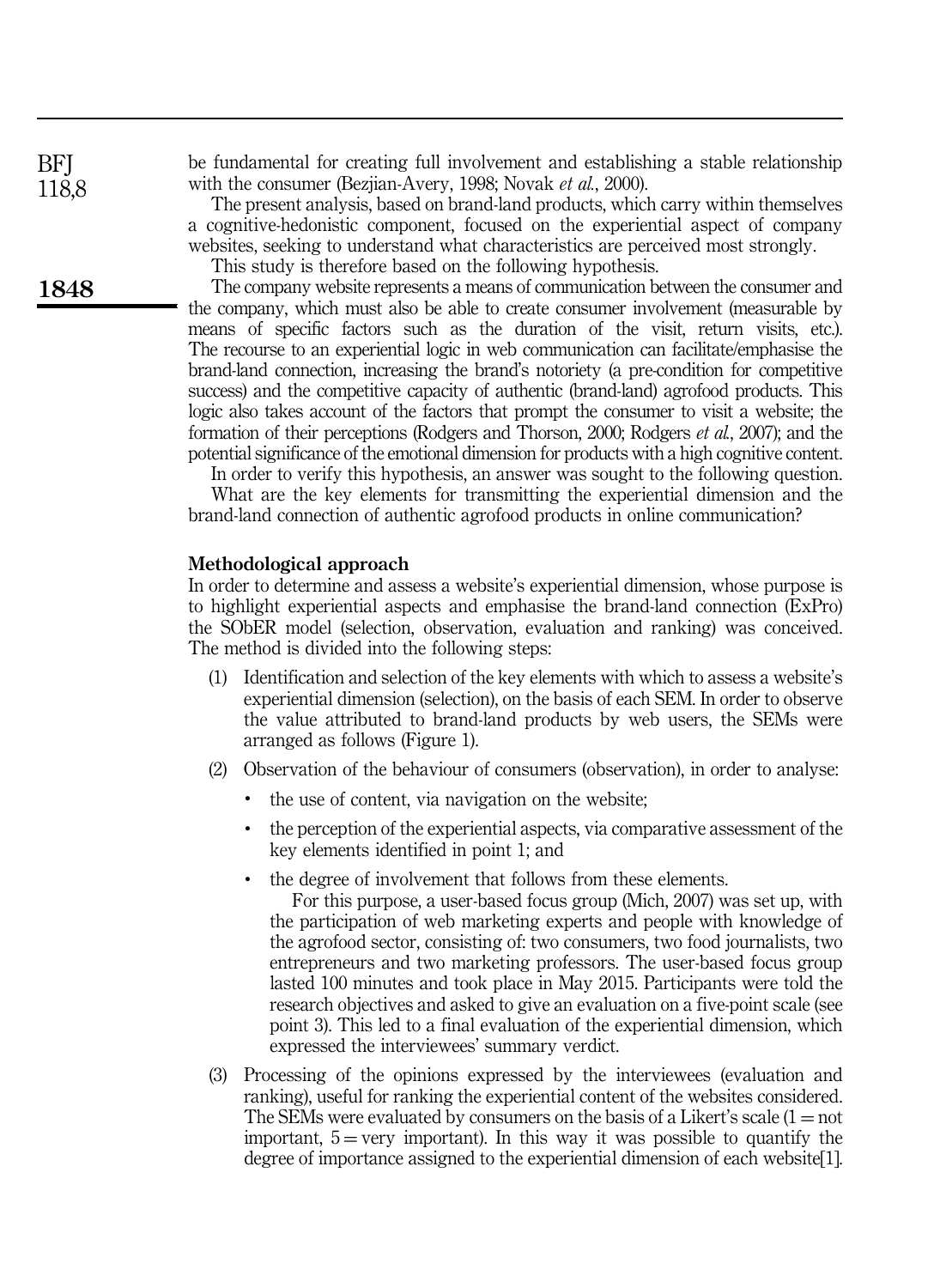be fundamental for creating full involvement and establishing a stable relationship with the consumer (Bezjian-Avery, 1998; Novak *et al.*, 2000).

The present analysis, based on brand-land products, which carry within themselves a cognitive-hedonistic component, focused on the experiential aspect of company websites, seeking to understand what characteristics are perceived most strongly.

This study is therefore based on the following hypothesis.

The company website represents a means of communication between the consumer and the company, which must also be able to create consumer involvement (measurable by means of specific factors such as the duration of the visit, return visits, etc.). The recourse to an experiential logic in web communication can facilitate/emphasise the brand-land connection, increasing the brand's notoriety (a pre-condition for competitive success) and the competitive capacity of authentic (brand-land) agrofood products. This logic also takes account of the factors that prompt the consumer to visit a website; the formation of their perceptions (Rodgers and Thorson, 2000; Rodgers *et al.*, 2007); and the potential significance of the emotional dimension for products with a high cognitive content.

In order to verify this hypothesis, an answer was sought to the following question.

What are the key elements for transmitting the experiential dimension and the brand-land connection of authentic agrofood products in online communication?

## Methodological approach

In order to determine and assess a website's experiential dimension, whose purpose is to highlight experiential aspects and emphasise the brand-land connection (ExPro) the SObER model (selection, observation, evaluation and ranking) was conceived. The method is divided into the following steps:

1. Identification and selection of the key elements with which to assess a website's experiential dimension (selection), on the basis of each SEM. In order to observe the value attributed to brand-land products by web users, the SEMs were arranged as follows (Figure 1).
2. Observation of the behaviour of consumers (observation), in order to analyse:
   - the use of content, via navigation on the website;
   - the perception of the experiential aspects, via comparative assessment of the key elements identified in point 1; and
   - the degree of involvement that follows from these elements.

   For this purpose, a user-based focus group (Mich, 2007) was set up, with the participation of web marketing experts and people with knowledge of the agrofood sector, consisting of: two consumers, two food journalists, two entrepreneurs and two marketing professors. The user-based focus group lasted 100 minutes and took place in May 2015. Participants were told the research objectives and asked to give an evaluation on a five-point scale (see point 3). This led to a final evaluation of the experiential dimension, which expressed the interviewees' summary verdict.
3. Processing of the opinions expressed by the interviewees (evaluation and ranking), useful for ranking the experiential content of the websites considered. The SEMs were evaluated by consumers on the basis of a Likert's scale (1 = not important, 5 = very important). In this way it was possible to quantify the degree of importance assigned to the experiential dimension of each website[1].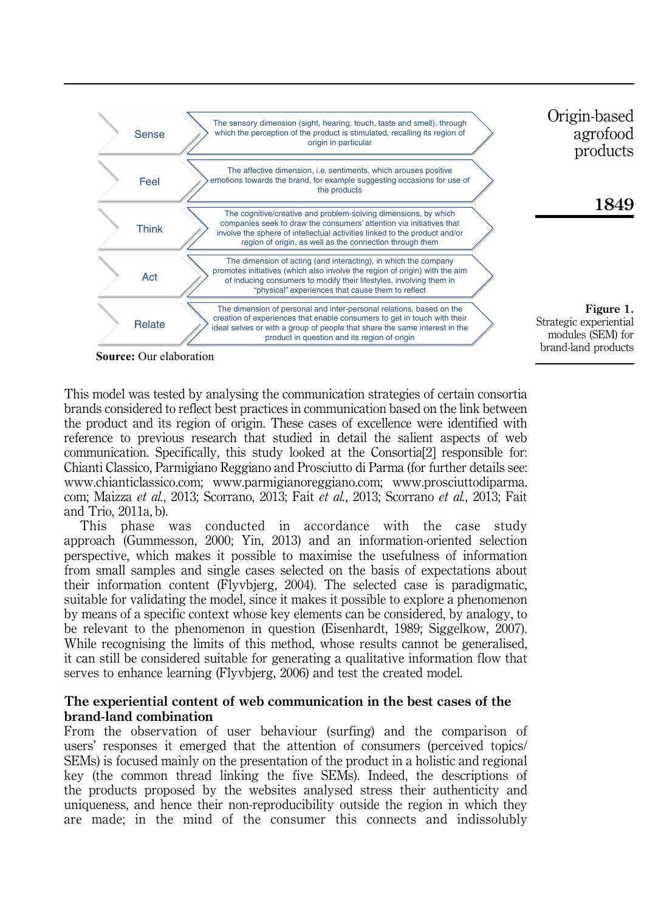| | |
|---|---|
| Sense | The sensory dimension (sight, hearing, touch, taste and smell), through which the perception of the product is stimulated, recalling its region of origin in particular |
| Feel | The affective dimension, i.e. sentiments, which arouses positive emotions towards the brand, for example suggesting occasions for use of the products |
| Think | The cognitive/creative and problem-solving dimensions, by which companies seek to draw the consumers' attention via initiatives that involve the sphere of intellectual activities linked to the product and/or region of origin, as well as the connection through them |
| Act | The dimension of acting (and interacting), in which the company promotes initiatives (which also involve the region of origin) with the aim of inducing consumers to modify their lifestyles, involving them in "physical" experiences that cause them to reflect |
| Relate | The dimension of personal and inter-personal relations, based on the creation of experiences that enable consumers to get in touch with their ideal selves or with a group of people that share the same interest in the product in question and its region of origin |

**Source:** Our elaboration

**Figure 1.** Strategic experiential modules (SEM) for brand-land products

This model was tested by analysing the communication strategies of certain consortia brands considered to reflect best practices in communication based on the link between the product and its region of origin. These cases of excellence were identified with reference to previous research that studied in detail the salient aspects of web communication. Specifically, this study looked at the Consortia[2] responsible for: Chianti Classico, Parmigiano Reggiano and Prosciutto di Parma (for further details see: www.chianticlassico.com; www.parmigianoreggiano.com; www.prosciuttodiparma.com; Maizza *et al.*, 2013; Scorrano, 2013; Fait *et al.*, 2013; Scorrano *et al.*, 2013; Fait and Trio, 2011a, b).

This phase was conducted in accordance with the case study approach (Gummesson, 2000; Yin, 2013) and an information-oriented selection perspective, which makes it possible to maximise the usefulness of information from small samples and single cases selected on the basis of expectations about their information content (Flyvbjerg, 2004). The selected case is paradigmatic, suitable for validating the model, since it makes it possible to explore a phenomenon by means of a specific context whose key elements can be considered, by analogy, to be relevant to the phenomenon in question (Eisenhardt, 1989; Siggelkow, 2007). While recognising the limits of this method, whose results cannot be generalised, it can still be considered suitable for generating a qualitative information flow that serves to enhance learning (Flyvbjerg, 2006) and test the created model.

## The experiential content of web communication in the best cases of the brand-land combination

From the observation of user behaviour (surfing) and the comparison of users' responses it emerged that the attention of consumers (perceived topics/SEMs) is focused mainly on the presentation of the product in a holistic and regional key (the common thread linking the five SEMs). Indeed, the descriptions of the products proposed by the websites analysed stress their authenticity and uniqueness, and hence their non-reproducibility outside the region in which they are made; in the mind of the consumer this connects and indissolubly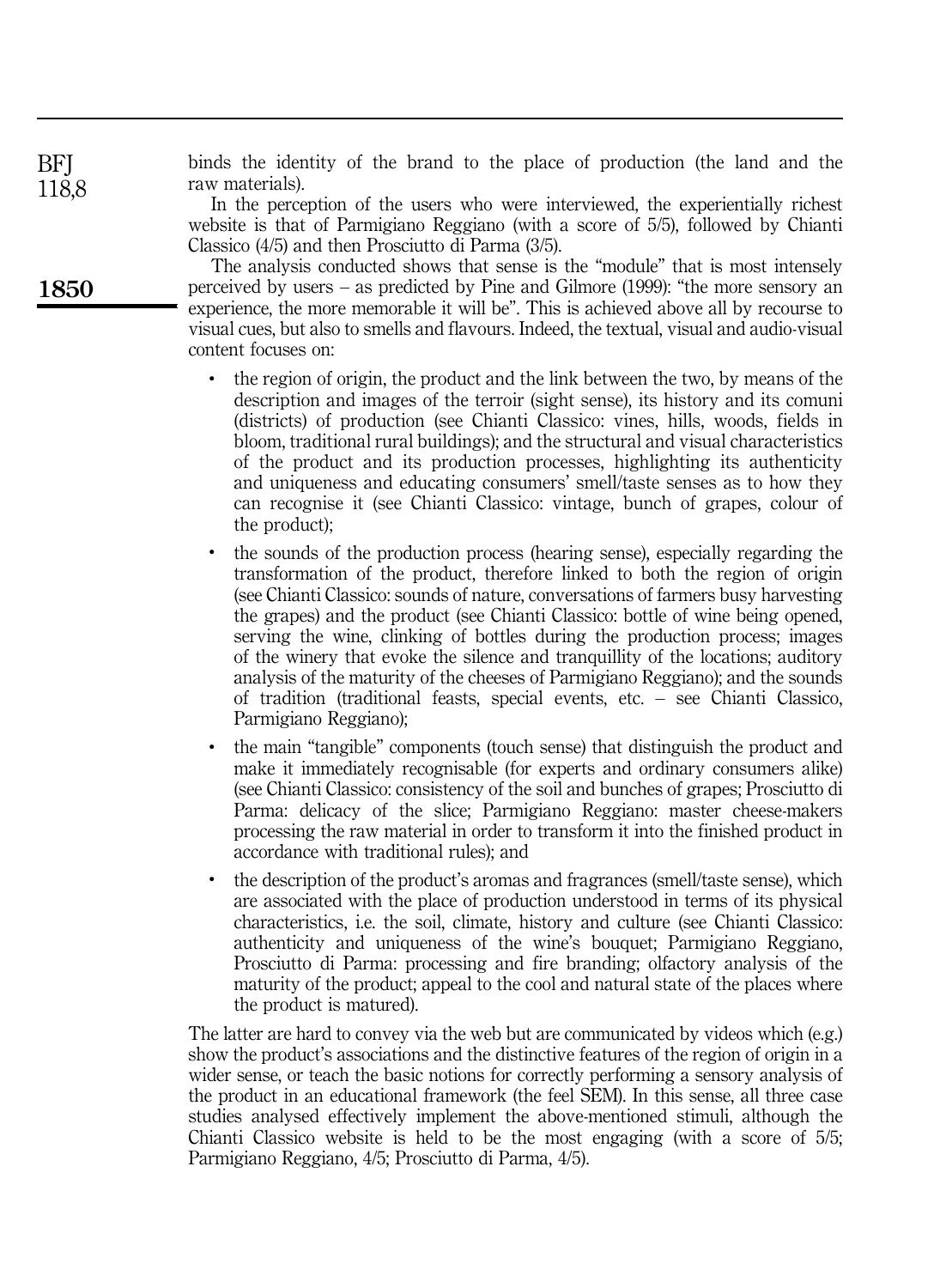binds the identity of the brand to the place of production (the land and the raw materials).

In the perception of the users who were interviewed, the experientially richest website is that of Parmigiano Reggiano (with a score of 5/5), followed by Chianti Classico (4/5) and then Prosciutto di Parma (3/5).

The analysis conducted shows that sense is the "module" that is most intensely perceived by users – as predicted by Pine and Gilmore (1999): "the more sensory an experience, the more memorable it will be". This is achieved above all by recourse to visual cues, but also to smells and flavours. Indeed, the textual, visual and audio-visual content focuses on:

- the region of origin, the product and the link between the two, by means of the description and images of the terroir (sight sense), its history and its comuni (districts) of production (see Chianti Classico: vines, hills, woods, fields in bloom, traditional rural buildings); and the structural and visual characteristics of the product and its production processes, highlighting its authenticity and uniqueness and educating consumers' smell/taste senses as to how they can recognise it (see Chianti Classico: vintage, bunch of grapes, colour of the product);
- the sounds of the production process (hearing sense), especially regarding the transformation of the product, therefore linked to both the region of origin (see Chianti Classico: sounds of nature, conversations of farmers busy harvesting the grapes) and the product (see Chianti Classico: bottle of wine being opened, serving the wine, clinking of bottles during the production process; images of the winery that evoke the silence and tranquillity of the locations; auditory analysis of the maturity of the cheeses of Parmigiano Reggiano); and the sounds of tradition (traditional feasts, special events, etc. – see Chianti Classico, Parmigiano Reggiano);
- the main "tangible" components (touch sense) that distinguish the product and make it immediately recognisable (for experts and ordinary consumers alike) (see Chianti Classico: consistency of the soil and bunches of grapes; Prosciutto di Parma: delicacy of the slice; Parmigiano Reggiano: master cheese-makers processing the raw material in order to transform it into the finished product in accordance with traditional rules); and
- the description of the product's aromas and fragrances (smell/taste sense), which are associated with the place of production understood in terms of its physical characteristics, i.e. the soil, climate, history and culture (see Chianti Classico: authenticity and uniqueness of the wine's bouquet; Parmigiano Reggiano, Prosciutto di Parma: processing and fire branding; olfactory analysis of the maturity of the product; appeal to the cool and natural state of the places where the product is matured).

The latter are hard to convey via the web but are communicated by videos which (e.g.) show the product's associations and the distinctive features of the region of origin in a wider sense, or teach the basic notions for correctly performing a sensory analysis of the product in an educational framework (the feel SEM). In this sense, all three case studies analysed effectively implement the above-mentioned stimuli, although the Chianti Classico website is held to be the most engaging (with a score of 5/5; Parmigiano Reggiano, 4/5; Prosciutto di Parma, 4/5).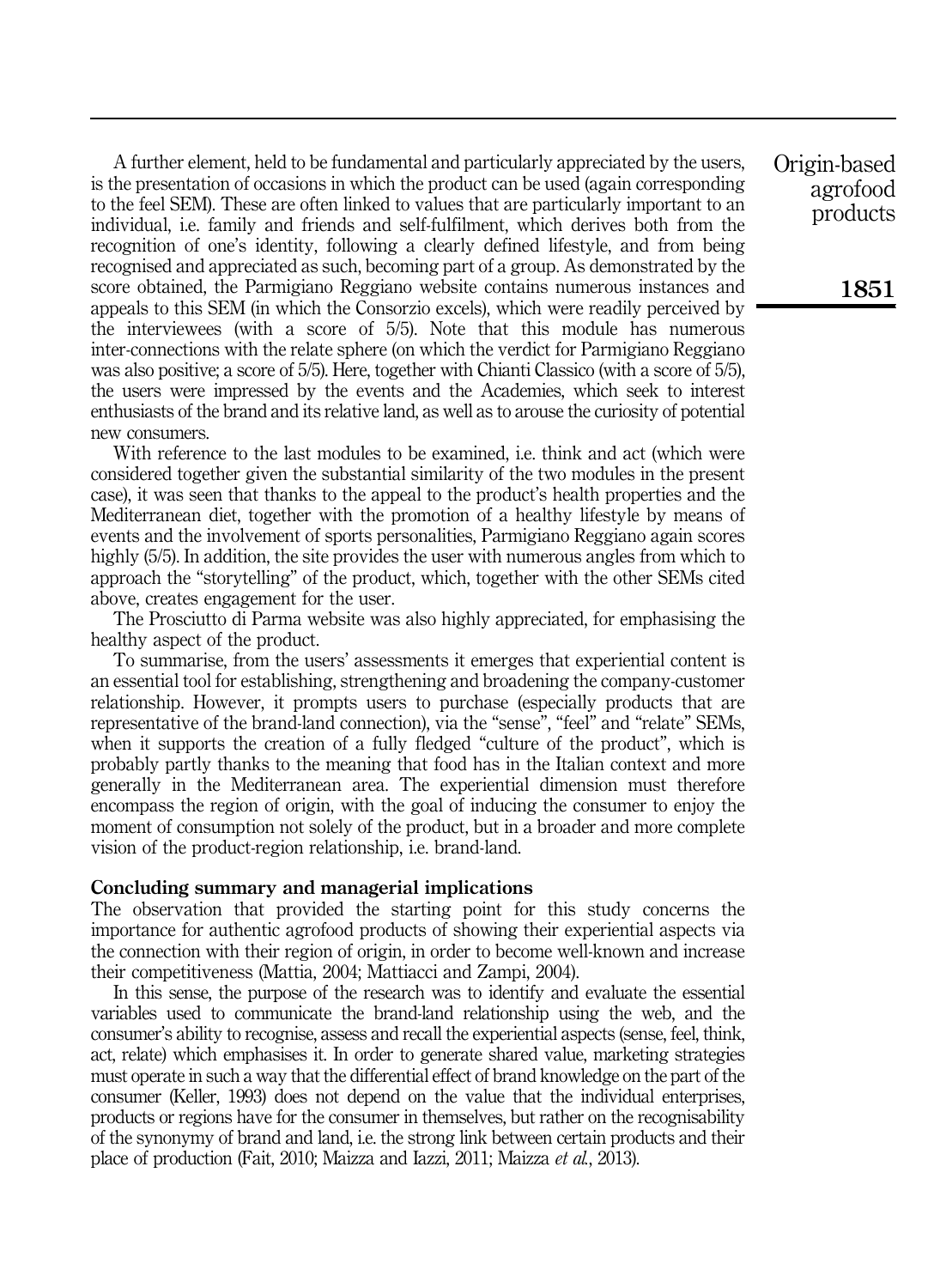A further element, held to be fundamental and particularly appreciated by the users, is the presentation of occasions in which the product can be used (again corresponding to the feel SEM). These are often linked to values that are particularly important to an individual, i.e. family and friends and self-fulfilment, which derives both from the recognition of one's identity, following a clearly defined lifestyle, and from being recognised and appreciated as such, becoming part of a group. As demonstrated by the score obtained, the Parmigiano Reggiano website contains numerous instances and appeals to this SEM (in which the Consorzio excels), which were readily perceived by the interviewees (with a score of 5/5). Note that this module has numerous inter-connections with the relate sphere (on which the verdict for Parmigiano Reggiano was also positive; a score of 5/5). Here, together with Chianti Classico (with a score of 5/5), the users were impressed by the events and the Academies, which seek to interest enthusiasts of the brand and its relative land, as well as to arouse the curiosity of potential new consumers.

With reference to the last modules to be examined, i.e. think and act (which were considered together given the substantial similarity of the two modules in the present case), it was seen that thanks to the appeal to the product's health properties and the Mediterranean diet, together with the promotion of a healthy lifestyle by means of events and the involvement of sports personalities, Parmigiano Reggiano again scores highly (5/5). In addition, the site provides the user with numerous angles from which to approach the "storytelling" of the product, which, together with the other SEMs cited above, creates engagement for the user.

The Prosciutto di Parma website was also highly appreciated, for emphasising the healthy aspect of the product.

To summarise, from the users' assessments it emerges that experiential content is an essential tool for establishing, strengthening and broadening the company-customer relationship. However, it prompts users to purchase (especially products that are representative of the brand-land connection), via the "sense", "feel" and "relate" SEMs, when it supports the creation of a fully fledged "culture of the product", which is probably partly thanks to the meaning that food has in the Italian context and more generally in the Mediterranean area. The experiential dimension must therefore encompass the region of origin, with the goal of inducing the consumer to enjoy the moment of consumption not solely of the product, but in a broader and more complete vision of the product-region relationship, i.e. brand-land.

## Concluding summary and managerial implications

The observation that provided the starting point for this study concerns the importance for authentic agrofood products of showing their experiential aspects via the connection with their region of origin, in order to become well-known and increase their competitiveness (Mattia, 2004; Mattiacci and Zampi, 2004).

In this sense, the purpose of the research was to identify and evaluate the essential variables used to communicate the brand-land relationship using the web, and the consumer's ability to recognise, assess and recall the experiential aspects (sense, feel, think, act, relate) which emphasises it. In order to generate shared value, marketing strategies must operate in such a way that the differential effect of brand knowledge on the part of the consumer (Keller, 1993) does not depend on the value that the individual enterprises, products or regions have for the consumer in themselves, but rather on the recognisability of the synonymy of brand and land, i.e. the strong link between certain products and their place of production (Fait, 2010; Maizza and Iazzi, 2011; Maizza *et al.*, 2013).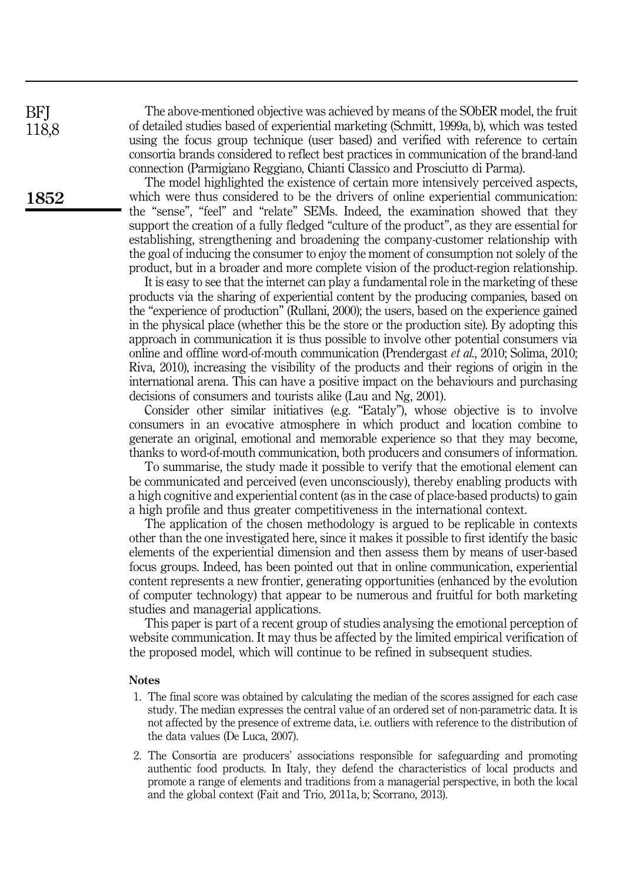The above-mentioned objective was achieved by means of the SObER model, the fruit of detailed studies based of experiential marketing (Schmitt, 1999a, b), which was tested using the focus group technique (user based) and verified with reference to certain consortia brands considered to reflect best practices in communication of the brand-land connection (Parmigiano Reggiano, Chianti Classico and Prosciutto di Parma).

The model highlighted the existence of certain more intensively perceived aspects, which were thus considered to be the drivers of online experiential communication: the "sense", "feel" and "relate" SEMs. Indeed, the examination showed that they support the creation of a fully fledged "culture of the product", as they are essential for establishing, strengthening and broadening the company-customer relationship with the goal of inducing the consumer to enjoy the moment of consumption not solely of the product, but in a broader and more complete vision of the product-region relationship.

It is easy to see that the internet can play a fundamental role in the marketing of these products via the sharing of experiential content by the producing companies, based on the "experience of production" (Rullani, 2000); the users, based on the experience gained in the physical place (whether this be the store or the production site). By adopting this approach in communication it is thus possible to involve other potential consumers via online and offline word-of-mouth communication (Prendergast *et al.*, 2010; Solima, 2010; Riva, 2010), increasing the visibility of the products and their regions of origin in the international arena. This can have a positive impact on the behaviours and purchasing decisions of consumers and tourists alike (Lau and Ng, 2001).

Consider other similar initiatives (e.g. "Eataly"), whose objective is to involve consumers in an evocative atmosphere in which product and location combine to generate an original, emotional and memorable experience so that they may become, thanks to word-of-mouth communication, both producers and consumers of information.

To summarise, the study made it possible to verify that the emotional element can be communicated and perceived (even unconsciously), thereby enabling products with a high cognitive and experiential content (as in the case of place-based products) to gain a high profile and thus greater competitiveness in the international context.

The application of the chosen methodology is argued to be replicable in contexts other than the one investigated here, since it makes it possible to first identify the basic elements of the experiential dimension and then assess them by means of user-based focus groups. Indeed, has been pointed out that in online communication, experiential content represents a new frontier, generating opportunities (enhanced by the evolution of computer technology) that appear to be numerous and fruitful for both marketing studies and managerial applications.

This paper is part of a recent group of studies analysing the emotional perception of website communication. It may thus be affected by the limited empirical verification of the proposed model, which will continue to be refined in subsequent studies.

## Notes

1. The final score was obtained by calculating the median of the scores assigned for each case study. The median expresses the central value of an ordered set of non-parametric data. It is not affected by the presence of extreme data, i.e. outliers with reference to the distribution of the data values (De Luca, 2007).
2. The Consortia are producers' associations responsible for safeguarding and promoting authentic food products. In Italy, they defend the characteristics of local products and promote a range of elements and traditions from a managerial perspective, in both the local and the global context (Fait and Trio, 2011a, b; Scorrano, 2013).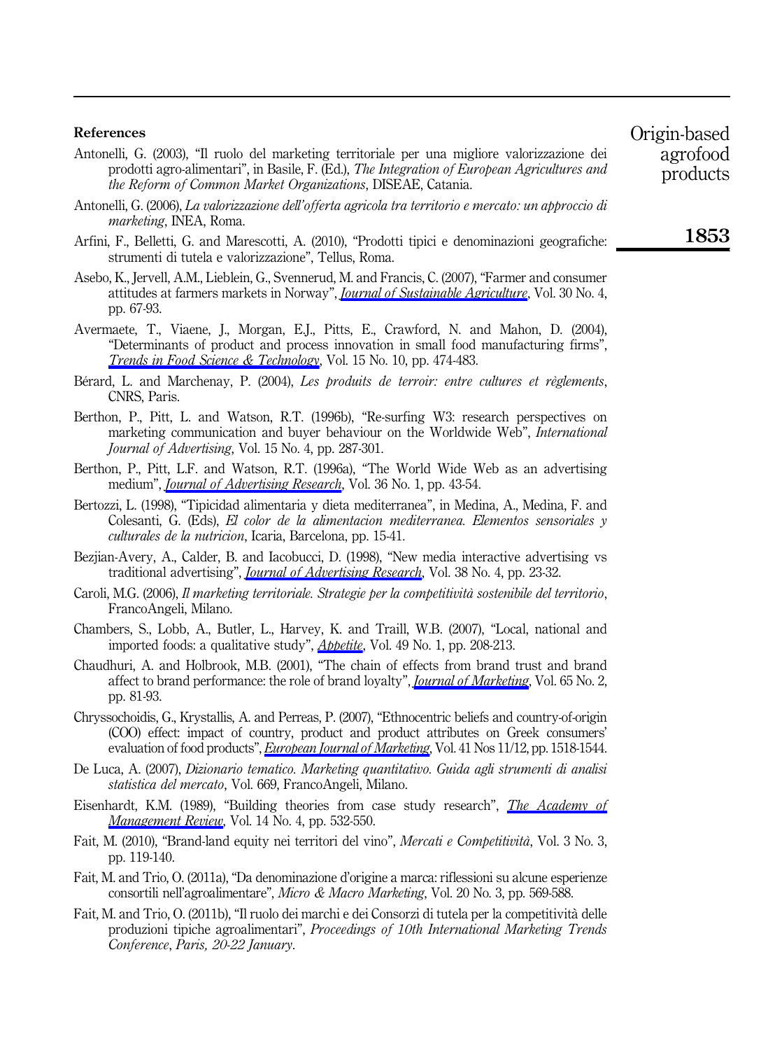## References

Antonelli, G. (2003), "Il ruolo del marketing territoriale per una migliore valorizzazione dei prodotti agro-alimentari", in Basile, F. (Ed.), *The Integration of European Agricultures and the Reform of Common Market Organizations*, DISEAE, Catania.

Antonelli, G. (2006), *La valorizzazione dell'offerta agricola tra territorio e mercato: un approccio di marketing*, INEA, Roma.

Arfini, F., Belletti, G. and Marescotti, A. (2010), "Prodotti tipici e denominazioni geografiche: strumenti di tutela e valorizzazione", Tellus, Roma.

Asebo, K., Jervell, A.M., Lieblein, G., Svennerud, M. and Francis, C. (2007), "Farmer and consumer attitudes at farmers markets in Norway", *Journal of Sustainable Agriculture*, Vol. 30 No. 4, pp. 67-93.

Avermaete, T., Viaene, J., Morgan, E.J., Pitts, E., Crawford, N. and Mahon, D. (2004), "Determinants of product and process innovation in small food manufacturing firms", *Trends in Food Science & Technology*, Vol. 15 No. 10, pp. 474-483.

Bérard, L. and Marchenay, P. (2004), *Les produits de terroir: entre cultures et règlements*, CNRS, Paris.

Berthon, P., Pitt, L. and Watson, R.T. (1996b), "Re-surfing W3: research perspectives on marketing communication and buyer behaviour on the Worldwide Web", *International Journal of Advertising*, Vol. 15 No. 4, pp. 287-301.

Berthon, P., Pitt, L.F. and Watson, R.T. (1996a), "The World Wide Web as an advertising medium", *Journal of Advertising Research*, Vol. 36 No. 1, pp. 43-54.

Bertozzi, L. (1998), "Tipicidad alimentaria y dieta mediterranea", in Medina, A., Medina, F. and Colesanti, G. (Eds), *El color de la alimentacion mediterranea. Elementos sensoriales y culturales de la nutricion*, Icaria, Barcelona, pp. 15-41.

Bezjian-Avery, A., Calder, B. and Iacobucci, D. (1998), "New media interactive advertising vs traditional advertising", *Journal of Advertising Research*, Vol. 38 No. 4, pp. 23-32.

Caroli, M.G. (2006), *Il marketing territoriale. Strategie per la competitività sostenibile del territorio*, FrancoAngeli, Milano.

Chambers, S., Lobb, A., Butler, L., Harvey, K. and Traill, W.B. (2007), "Local, national and imported foods: a qualitative study", *Appetite*, Vol. 49 No. 1, pp. 208-213.

Chaudhuri, A. and Holbrook, M.B. (2001), "The chain of effects from brand trust and brand affect to brand performance: the role of brand loyalty", *Journal of Marketing*, Vol. 65 No. 2, pp. 81-93.

Chryssochoidis, G., Krystallis, A. and Perreas, P. (2007), "Ethnocentric beliefs and country-of-origin (COO) effect: impact of country, product and product attributes on Greek consumers' evaluation of food products", *European Journal of Marketing*, Vol. 41 Nos 11/12, pp. 1518-1544.

De Luca, A. (2007), *Dizionario tematico. Marketing quantitativo. Guida agli strumenti di analisi statistica del mercato*, Vol. 669, FrancoAngeli, Milano.

Eisenhardt, K.M. (1989), "Building theories from case study research", *The Academy of Management Review*, Vol. 14 No. 4, pp. 532-550.

Fait, M. (2010), "Brand-land equity nei territori del vino", *Mercati e Competitività*, Vol. 3 No. 3, pp. 119-140.

Fait, M. and Trio, O. (2011a), "Da denominazione d'origine a marca: riflessioni su alcune esperienze consortili nell'agroalimentare", *Micro & Macro Marketing*, Vol. 20 No. 3, pp. 569-588.

Fait, M. and Trio, O. (2011b), "Il ruolo dei marchi e dei Consorzi di tutela per la competitività delle produzioni tipiche agroalimentari", *Proceedings of 10th International Marketing Trends Conference, Paris, 20-22 January.*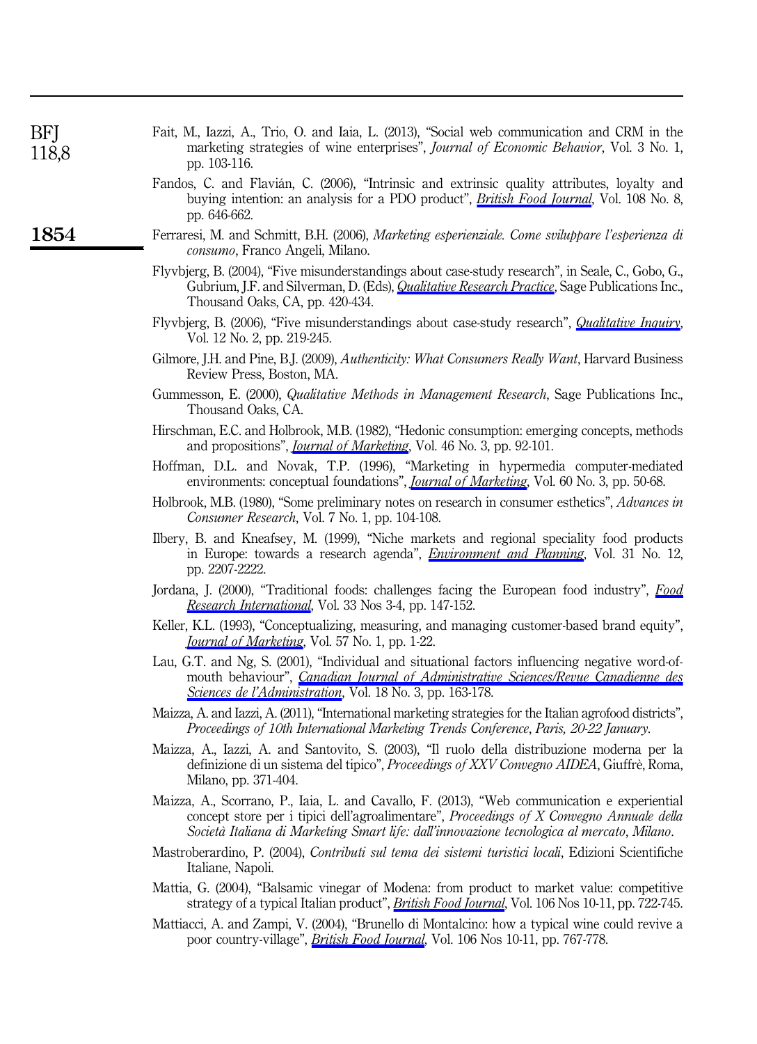Fait, M., Iazzi, A., Trio, O. and Iaia, L. (2013), "Social web communication and CRM in the marketing strategies of wine enterprises", *Journal of Economic Behavior*, Vol. 3 No. 1, pp. 103-116.

Fandos, C. and Flavián, C. (2006), "Intrinsic and extrinsic quality attributes, loyalty and buying intention: an analysis for a PDO product", *British Food Journal*, Vol. 108 No. 8, pp. 646-662.

Ferraresi, M. and Schmitt, B.H. (2006), *Marketing esperienziale. Come sviluppare l'esperienza di consumo*, Franco Angeli, Milano.

Flyvbjerg, B. (2004), "Five misunderstandings about case-study research", in Seale, C., Gobo, G., Gubrium, J.F. and Silverman, D. (Eds), *Qualitative Research Practice*, Sage Publications Inc., Thousand Oaks, CA, pp. 420-434.

Flyvbjerg, B. (2006), "Five misunderstandings about case-study research", *Qualitative Inquiry*, Vol. 12 No. 2, pp. 219-245.

Gilmore, J.H. and Pine, B.J. (2009), *Authenticity: What Consumers Really Want*, Harvard Business Review Press, Boston, MA.

Gummesson, E. (2000), *Qualitative Methods in Management Research*, Sage Publications Inc., Thousand Oaks, CA.

Hirschman, E.C. and Holbrook, M.B. (1982), "Hedonic consumption: emerging concepts, methods and propositions", *Journal of Marketing*, Vol. 46 No. 3, pp. 92-101.

Hoffman, D.L. and Novak, T.P. (1996), "Marketing in hypermedia computer-mediated environments: conceptual foundations", *Journal of Marketing*, Vol. 60 No. 3, pp. 50-68.

Holbrook, M.B. (1980), "Some preliminary notes on research in consumer esthetics", *Advances in Consumer Research*, Vol. 7 No. 1, pp. 104-108.

Ilbery, B. and Kneafsey, M. (1999), "Niche markets and regional speciality food products in Europe: towards a research agenda", *Environment and Planning*, Vol. 31 No. 12, pp. 2207-2222.

Jordana, J. (2000), "Traditional foods: challenges facing the European food industry", *Food Research International*, Vol. 33 Nos 3-4, pp. 147-152.

Keller, K.L. (1993), "Conceptualizing, measuring, and managing customer-based brand equity", *Journal of Marketing*, Vol. 57 No. 1, pp. 1-22.

Lau, G.T. and Ng, S. (2001), "Individual and situational factors influencing negative word-of-mouth behaviour", *Canadian Journal of Administrative Sciences/Revue Canadienne des Sciences de l'Administration*, Vol. 18 No. 3, pp. 163-178.

Maizza, A. and Iazzi, A. (2011), "International marketing strategies for the Italian agrofood districts", *Proceedings of 10th International Marketing Trends Conference, Paris, 20-22 January*.

Maizza, A., Iazzi, A. and Santovito, S. (2003), "Il ruolo della distribuzione moderna per la definizione di un sistema del tipico", *Proceedings of XXV Convegno AIDEA*, Giuffrè, Roma, Milano, pp. 371-404.

Maizza, A., Scorrano, P., Iaia, L. and Cavallo, F. (2013), "Web communication e experiential concept store per i tipici dell'agroalimentare", *Proceedings of X Convegno Annuale della Società Italiana di Marketing Smart life: dall'innovazione tecnologica al mercato, Milano*.

Mastroberardino, P. (2004), *Contributi sul tema dei sistemi turistici locali*, Edizioni Scientifiche Italiane, Napoli.

Mattia, G. (2004), "Balsamic vinegar of Modena: from product to market value: competitive strategy of a typical Italian product", *British Food Journal*, Vol. 106 Nos 10-11, pp. 722-745.

Mattiacci, A. and Zampi, V. (2004), "Brunello di Montalcino: how a typical wine could revive a poor country-village", *British Food Journal*, Vol. 106 Nos 10-11, pp. 767-778.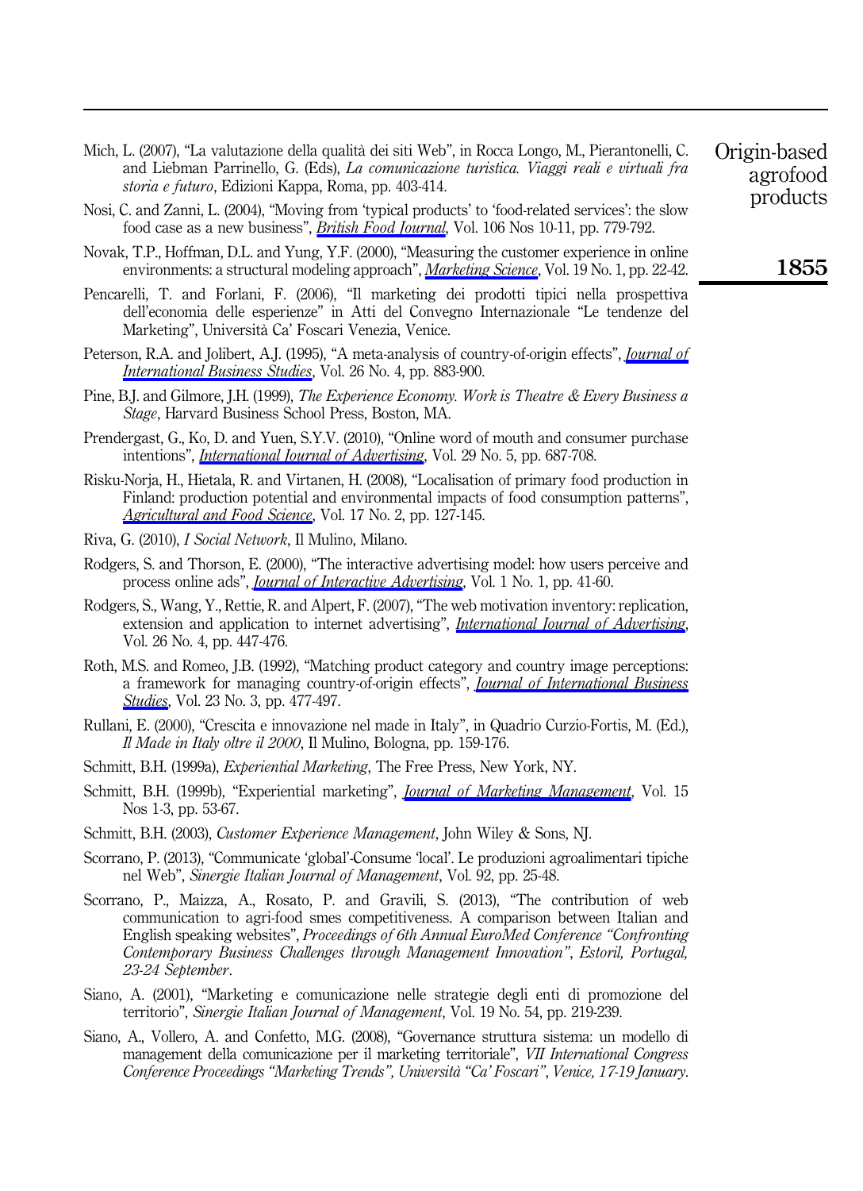Mich, L. (2007), "La valutazione della qualità dei siti Web", in Rocca Longo, M., Pierantonelli, C. and Liebman Parrinello, G. (Eds), *La comunicazione turistica. Viaggi reali e virtuali fra storia e futuro*, Edizioni Kappa, Roma, pp. 403-414.

Nosi, C. and Zanni, L. (2004), "Moving from 'typical products' to 'food-related services': the slow food case as a new business", *British Food Journal*, Vol. 106 Nos 10-11, pp. 779-792.

Novak, T.P., Hoffman, D.L. and Yung, Y.F. (2000), "Measuring the customer experience in online environments: a structural modeling approach", *Marketing Science*, Vol. 19 No. 1, pp. 22-42.

Pencarelli, T. and Forlani, F. (2006), "Il marketing dei prodotti tipici nella prospettiva dell'economia delle esperienze" in Atti del Convegno Internazionale "Le tendenze del Marketing", Università Ca' Foscari Venezia, Venice.

Peterson, R.A. and Jolibert, A.J. (1995), "A meta-analysis of country-of-origin effects", *Journal of International Business Studies*, Vol. 26 No. 4, pp. 883-900.

Pine, B.J. and Gilmore, J.H. (1999), *The Experience Economy. Work is Theatre & Every Business a Stage*, Harvard Business School Press, Boston, MA.

Prendergast, G., Ko, D. and Yuen, S.Y.V. (2010), "Online word of mouth and consumer purchase intentions", *International Journal of Advertising*, Vol. 29 No. 5, pp. 687-708.

Risku-Norja, H., Hietala, R. and Virtanen, H. (2008), "Localisation of primary food production in Finland: production potential and environmental impacts of food consumption patterns", *Agricultural and Food Science*, Vol. 17 No. 2, pp. 127-145.

Riva, G. (2010), *I Social Network*, Il Mulino, Milano.

Rodgers, S. and Thorson, E. (2000), "The interactive advertising model: how users perceive and process online ads", *Journal of Interactive Advertising*, Vol. 1 No. 1, pp. 41-60.

Rodgers, S., Wang, Y., Rettie, R. and Alpert, F. (2007), "The web motivation inventory: replication, extension and application to internet advertising", *International Journal of Advertising*, Vol. 26 No. 4, pp. 447-476.

Roth, M.S. and Romeo, J.B. (1992), "Matching product category and country image perceptions: a framework for managing country-of-origin effects", *Journal of International Business Studies*, Vol. 23 No. 3, pp. 477-497.

Rullani, E. (2000), "Crescita e innovazione nel made in Italy", in Quadrio Curzio-Fortis, M. (Ed.), *Il Made in Italy oltre il 2000*, Il Mulino, Bologna, pp. 159-176.

Schmitt, B.H. (1999a), *Experiential Marketing*, The Free Press, New York, NY.

Schmitt, B.H. (1999b), "Experiential marketing", *Journal of Marketing Management*, Vol. 15 Nos 1-3, pp. 53-67.

Schmitt, B.H. (2003), *Customer Experience Management*, John Wiley & Sons, NJ.

Scorrano, P. (2013), "Communicate 'global'-Consume 'local'. Le produzioni agroalimentari tipiche nel Web", *Sinergie Italian Journal of Management*, Vol. 92, pp. 25-48.

Scorrano, P., Maizza, A., Rosato, P. and Gravili, S. (2013), "The contribution of web communication to agri-food smes competitiveness. A comparison between Italian and English speaking websites", *Proceedings of 6th Annual EuroMed Conference "Confronting Contemporary Business Challenges through Management Innovation", Estoril, Portugal, 23-24 September*.

Siano, A. (2001), "Marketing e comunicazione nelle strategie degli enti di promozione del territorio", *Sinergie Italian Journal of Management*, Vol. 19 No. 54, pp. 219-239.

Siano, A., Vollero, A. and Confetto, M.G. (2008), "Governance struttura sistema: un modello di management della comunicazione per il marketing territoriale", *VII International Congress Conference Proceedings "Marketing Trends", Università "Ca' Foscari", Venice, 17-19 January*.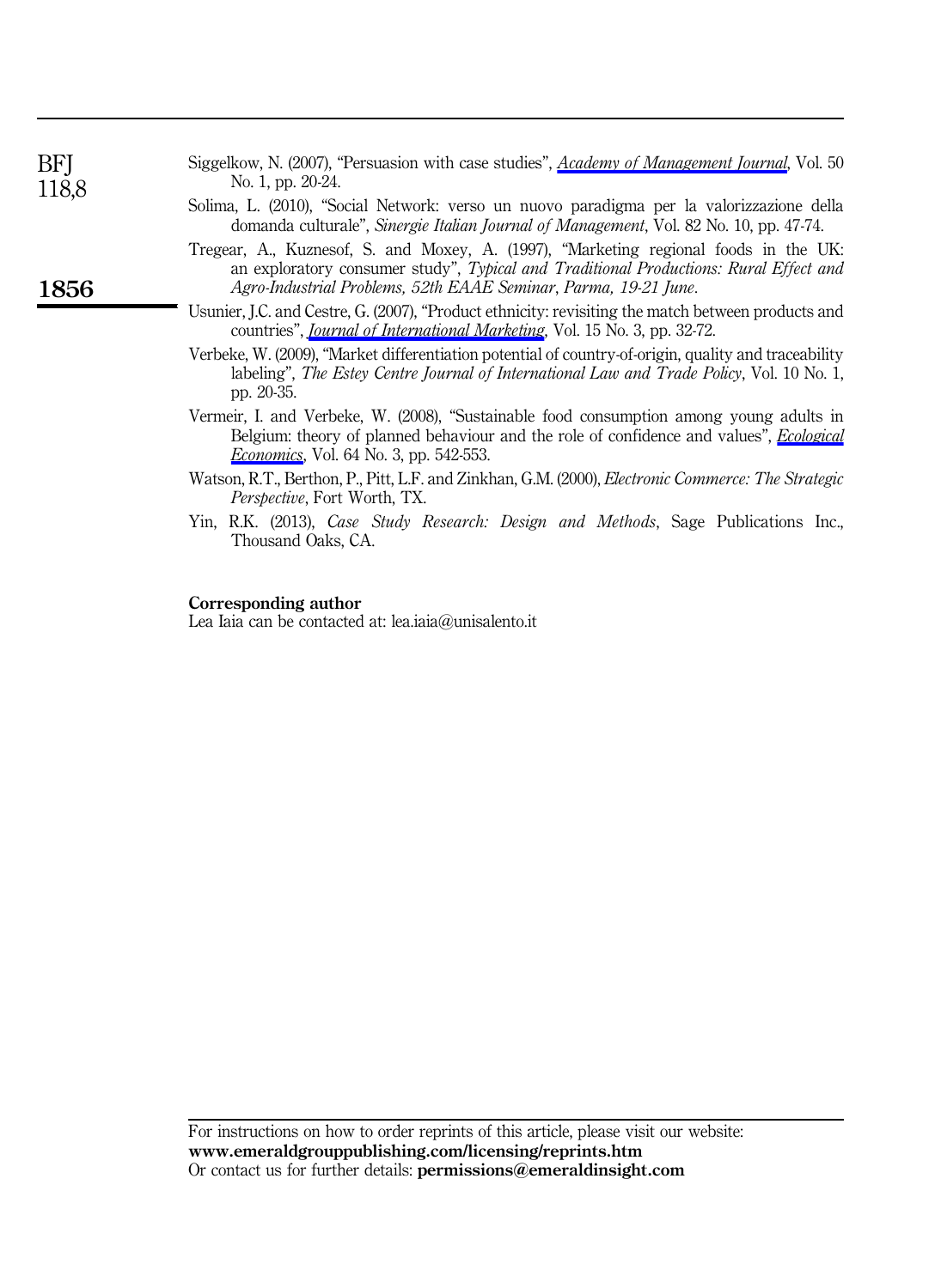Siggelkow, N. (2007), "Persuasion with case studies", *Academy of Management Journal*, Vol. 50 No. 1, pp. 20-24.

Solima, L. (2010), "Social Network: verso un nuovo paradigma per la valorizzazione della domanda culturale", *Sinergie Italian Journal of Management*, Vol. 82 No. 10, pp. 47-74.

Tregear, A., Kuznesof, S. and Moxey, A. (1997), "Marketing regional foods in the UK: an exploratory consumer study", *Typical and Traditional Productions: Rural Effect and Agro-Industrial Problems, 52th EAAE Seminar*, *Parma, 19-21 June*.

Usunier, J.C. and Cestre, G. (2007), "Product ethnicity: revisiting the match between products and countries", *Journal of International Marketing*, Vol. 15 No. 3, pp. 32-72.

Verbeke, W. (2009), "Market differentiation potential of country-of-origin, quality and traceability labeling", *The Estey Centre Journal of International Law and Trade Policy*, Vol. 10 No. 1, pp. 20-35.

Vermeir, I. and Verbeke, W. (2008), "Sustainable food consumption among young adults in Belgium: theory of planned behaviour and the role of confidence and values", *Ecological Economics*, Vol. 64 No. 3, pp. 542-553.

Watson, R.T., Berthon, P., Pitt, L.F. and Zinkhan, G.M. (2000), *Electronic Commerce: The Strategic Perspective*, Fort Worth, TX.

Yin, R.K. (2013), *Case Study Research: Design and Methods*, Sage Publications Inc., Thousand Oaks, CA.

**Corresponding author**

Lea Iaia can be contacted at: lea.iaia@unisalento.it

For instructions on how to order reprints of this article, please visit our website:
**www.emeraldgrouppublishing.com/licensing/reprints.htm**
Or contact us for further details: **permissions@emeraldinsight.com**